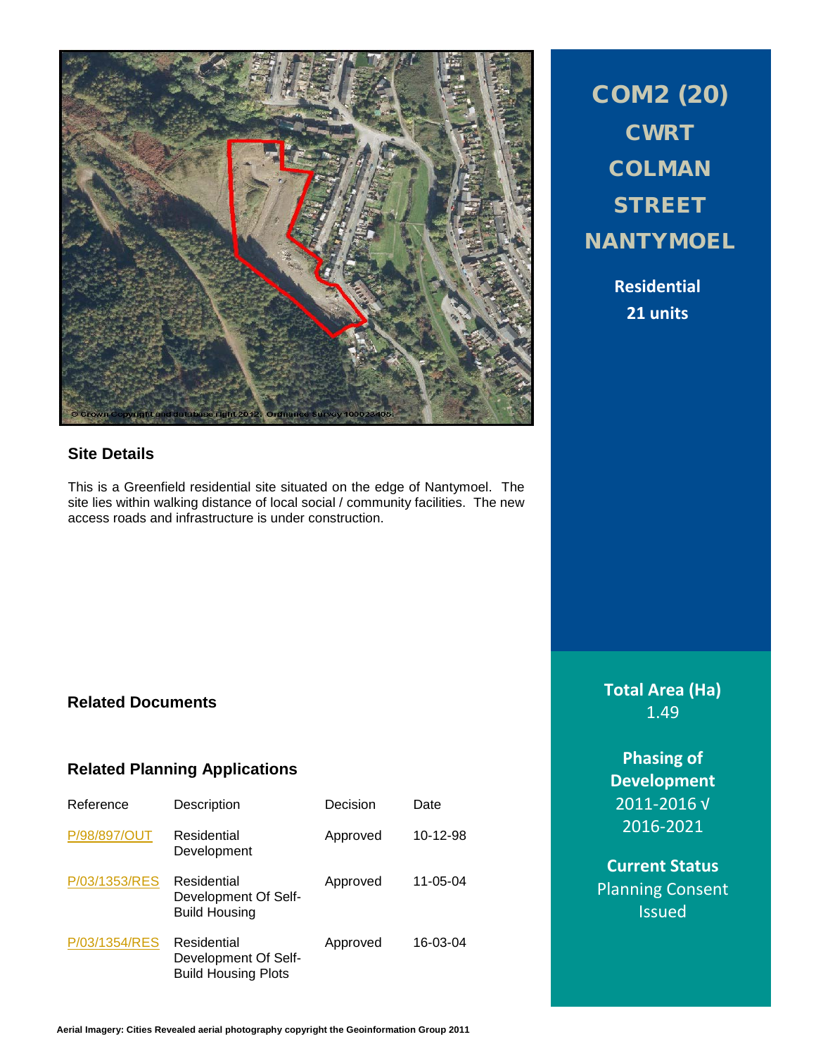# COM2 (20) CWRT COLMAN STREET NANTYMOEL

**Residential**
**21 units**

## Site Details

This is a Greenfield residential site situated on the edge of Nantymoel. The site lies within walking distance of local social / community facilities. The new access roads and infrastructure is under construction.

## Related Documents

## Related Planning Applications

| Reference | Description | Decision | Date |
|---|---|---|---|
| P/98/897/OUT | Residential Development | Approved | 10-12-98 |
| P/03/1353/RES | Residential Development Of Self-Build Housing | Approved | 11-05-04 |
| P/03/1354/RES | Residential Development Of Self-Build Housing Plots | Approved | 16-03-04 |

**Total Area (Ha)**
1.49

**Phasing of Development**
2011-2016 √
2016-2021

**Current Status**
Planning Consent Issued

**Aerial Imagery: Cities Revealed aerial photography copyright the Geoinformation Group 2011**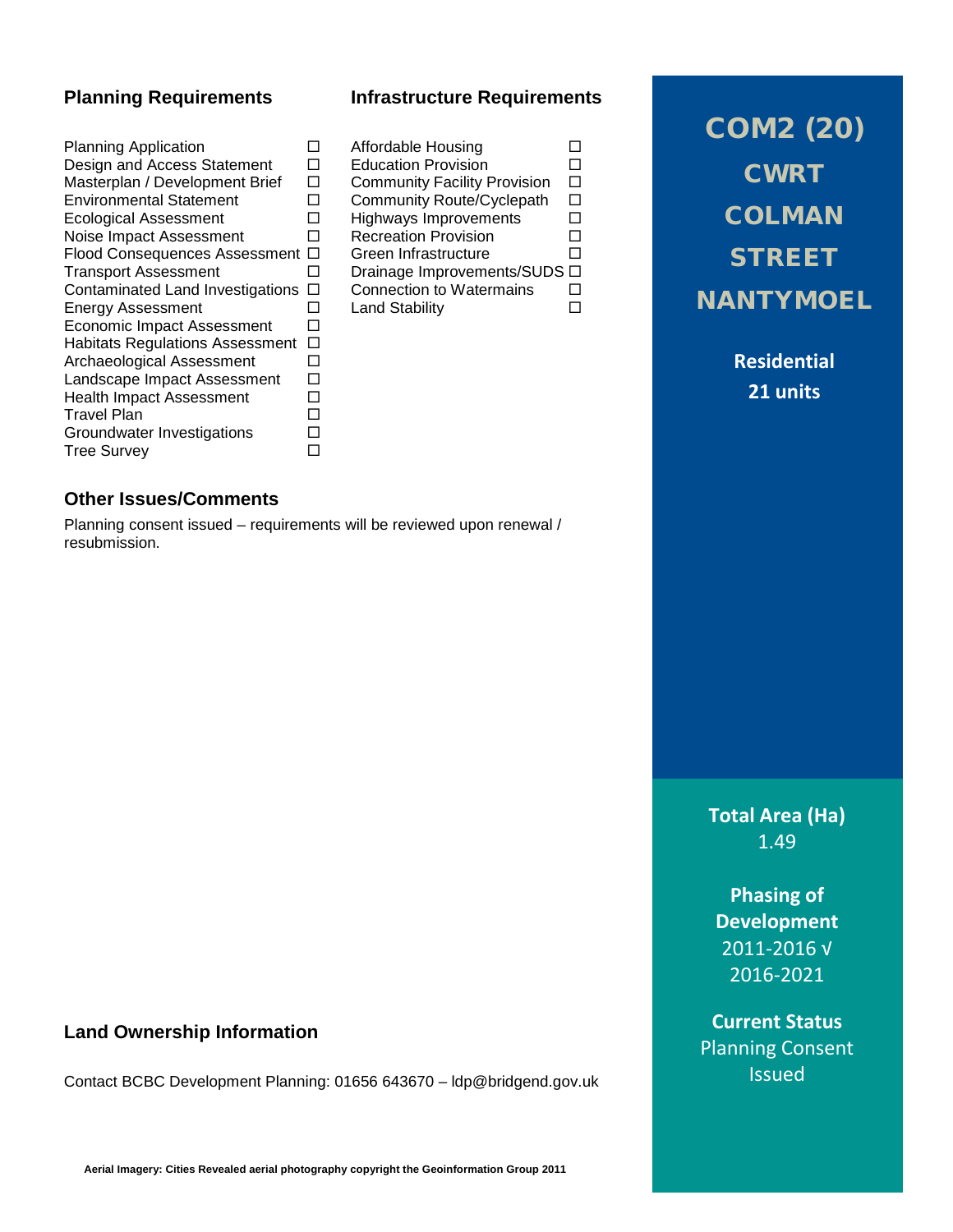## Planning Requirements

- Planning Application ☐
- Design and Access Statement ☐
- Masterplan / Development Brief ☐
- Environmental Statement ☐
- Ecological Assessment ☐
- Noise Impact Assessment ☐
- Flood Consequences Assessment ☐
- Transport Assessment ☐
- Contaminated Land Investigations ☐
- Energy Assessment ☐
- Economic Impact Assessment ☐
- Habitats Regulations Assessment ☐
- Archaeological Assessment ☐
- Landscape Impact Assessment ☐
- Health Impact Assessment ☐
- Travel Plan ☐
- Groundwater Investigations ☐
- Tree Survey ☐

## Infrastructure Requirements

- Affordable Housing ☐
- Education Provision ☐
- Community Facility Provision ☐
- Community Route/Cyclepath ☐
- Highways Improvements ☐
- Recreation Provision ☐
- Green Infrastructure ☐
- Drainage Improvements/SUDS ☐
- Connection to Watermains ☐
- Land Stability ☐

## Other Issues/Comments

Planning consent issued – requirements will be reviewed upon renewal / resubmission.

## Land Ownership Information

Contact BCBC Development Planning: 01656 643670 – ldp@bridgend.gov.uk

Aerial Imagery: Cities Revealed aerial photography copyright the Geoinformation Group 2011

# COM2 (20) CWRT COLMAN STREET NANTYMOEL

**Residential**
**21 units**

**Total Area (Ha)**
1.49

**Phasing of Development**
2011-2016 √
2016-2021

**Current Status**
Planning Consent Issued